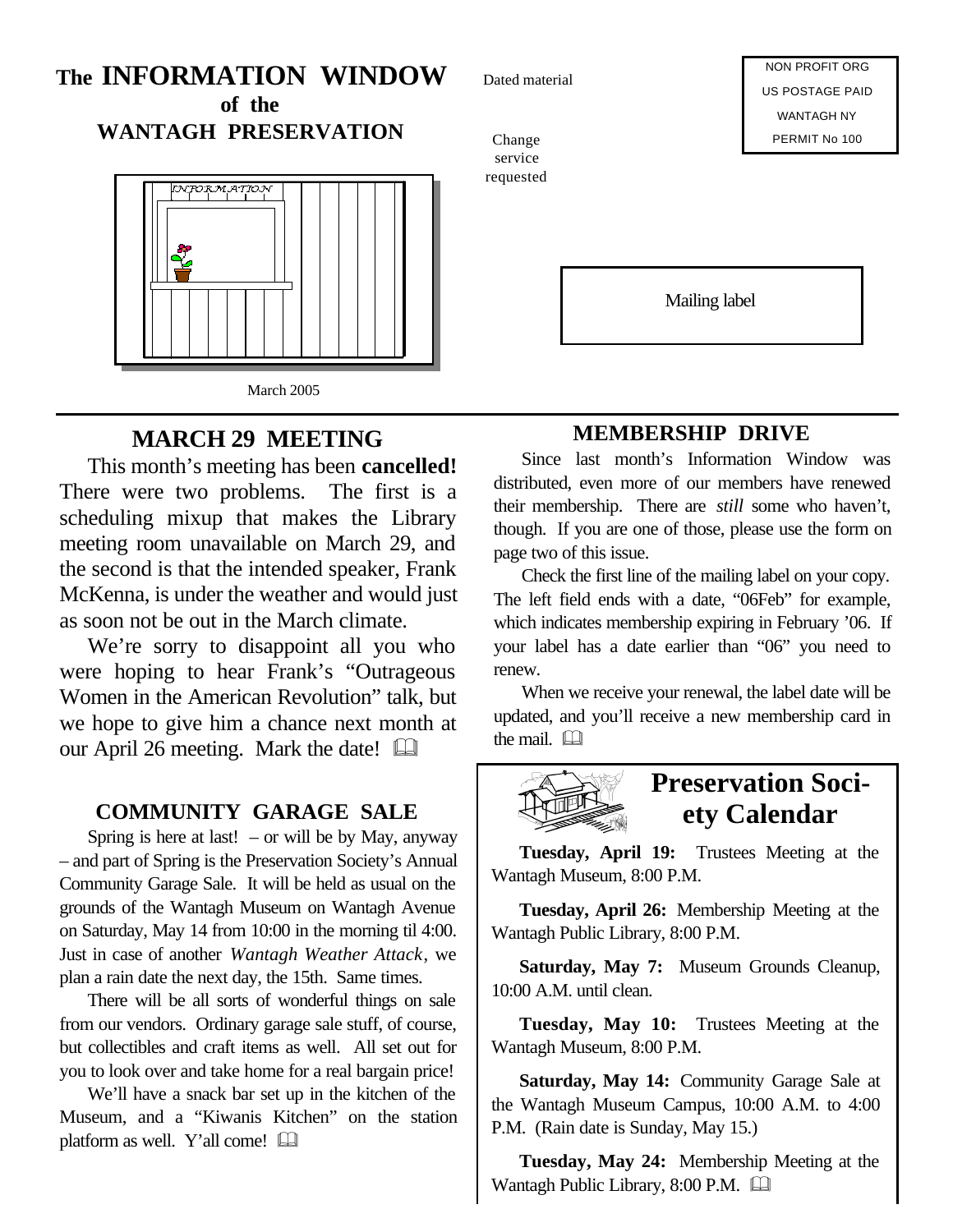# The INFORMATION WINDOW of the WANTAGH PRESERVATION

March 2005

Dated material

Change service requested

NON PROFIT ORG
US POSTAGE PAID
WANTAGH NY
PERMIT No 100

Mailing label

## MARCH 29 MEETING

This month's meeting has been **cancelled!** There were two problems. The first is a scheduling mixup that makes the Library meeting room unavailable on March 29, and the second is that the intended speaker, Frank McKenna, is under the weather and would just as soon not be out in the March climate.

We're sorry to disappoint all you who were hoping to hear Frank's "Outrageous Women in the American Revolution" talk, but we hope to give him a chance next month at our April 26 meeting. Mark the date!

## COMMUNITY GARAGE SALE

Spring is here at last! – or will be by May, anyway – and part of Spring is the Preservation Society's Annual Community Garage Sale. It will be held as usual on the grounds of the Wantagh Museum on Wantagh Avenue on Saturday, May 14 from 10:00 in the morning til 4:00. Just in case of another *Wantagh Weather Attack*, we plan a rain date the next day, the 15th. Same times.

There will be all sorts of wonderful things on sale from our vendors. Ordinary garage sale stuff, of course, but collectibles and craft items as well. All set out for you to look over and take home for a real bargain price!

We'll have a snack bar set up in the kitchen of the Museum, and a "Kiwanis Kitchen" on the station platform as well. Y'all come!

## MEMBERSHIP DRIVE

Since last month's Information Window was distributed, even more of our members have renewed their membership. There are *still* some who haven't, though. If you are one of those, please use the form on page two of this issue.

Check the first line of the mailing label on your copy. The left field ends with a date, "06Feb" for example, which indicates membership expiring in February '06. If your label has a date earlier than "06" you need to renew.

When we receive your renewal, the label date will be updated, and you'll receive a new membership card in the mail.

## Preservation Society Calendar

**Tuesday, April 19:** Trustees Meeting at the Wantagh Museum, 8:00 P.M.

**Tuesday, April 26:** Membership Meeting at the Wantagh Public Library, 8:00 P.M.

**Saturday, May 7:** Museum Grounds Cleanup, 10:00 A.M. until clean.

**Tuesday, May 10:** Trustees Meeting at the Wantagh Museum, 8:00 P.M.

**Saturday, May 14:** Community Garage Sale at the Wantagh Museum Campus, 10:00 A.M. to 4:00 P.M. (Rain date is Sunday, May 15.)

**Tuesday, May 24:** Membership Meeting at the Wantagh Public Library, 8:00 P.M.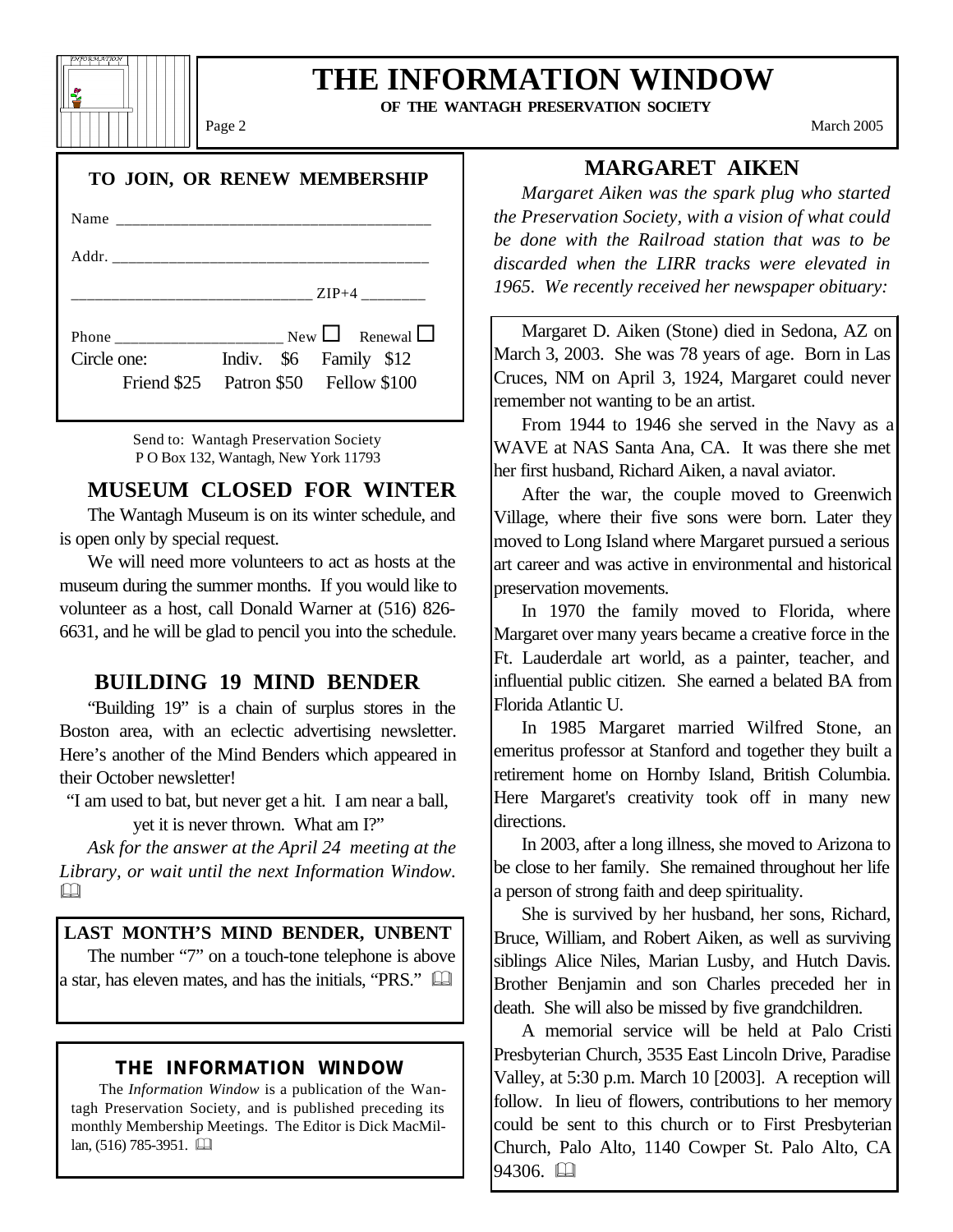# THE INFORMATION WINDOW

**OF THE WANTAGH PRESERVATION SOCIETY**

March 2005

## TO JOIN, OR RENEW MEMBERSHIP

Name ______________________________________

Addr. ______________________________________

______________________________ ZIP+4 ________

Phone ____________________ New ☐ Renewal ☐

Circle one: Indiv. $6 Family $12

Friend $25 Patron $50 Fellow $100

Send to: Wantagh Preservation Society
P O Box 132, Wantagh, New York 11793

## MUSEUM CLOSED FOR WINTER

The Wantagh Museum is on its winter schedule, and is open only by special request.

We will need more volunteers to act as hosts at the museum during the summer months. If you would like to volunteer as a host, call Donald Warner at (516) 826-6631, and he will be glad to pencil you into the schedule.

## BUILDING 19 MIND BENDER

"Building 19" is a chain of surplus stores in the Boston area, with an eclectic advertising newsletter. Here's another of the Mind Benders which appeared in their October newsletter!

"I am used to bat, but never get a hit. I am near a ball, yet it is never thrown. What am I?"

*Ask for the answer at the April 24 meeting at the Library, or wait until the next Information Window.* 🕮

## LAST MONTH'S MIND BENDER, UNBENT

The number "7" on a touch-tone telephone is above a star, has eleven mates, and has the initials, "PRS." 🕮

## THE INFORMATION WINDOW

The *Information Window* is a publication of the Wantagh Preservation Society, and is published preceding its monthly Membership Meetings. The Editor is Dick MacMillan, (516) 785-3951. 🕮

## MARGARET AIKEN

*Margaret Aiken was the spark plug who started the Preservation Society, with a vision of what could be done with the Railroad station that was to be discarded when the LIRR tracks were elevated in 1965. We recently received her newspaper obituary:*

Margaret D. Aiken (Stone) died in Sedona, AZ on March 3, 2003. She was 78 years of age. Born in Las Cruces, NM on April 3, 1924, Margaret could never remember not wanting to be an artist.

From 1944 to 1946 she served in the Navy as a WAVE at NAS Santa Ana, CA. It was there she met her first husband, Richard Aiken, a naval aviator.

After the war, the couple moved to Greenwich Village, where their five sons were born. Later they moved to Long Island where Margaret pursued a serious art career and was active in environmental and historical preservation movements.

In 1970 the family moved to Florida, where Margaret over many years became a creative force in the Ft. Lauderdale art world, as a painter, teacher, and influential public citizen. She earned a belated BA from Florida Atlantic U.

In 1985 Margaret married Wilfred Stone, an emeritus professor at Stanford and together they built a retirement home on Hornby Island, British Columbia. Here Margaret's creativity took off in many new directions.

In 2003, after a long illness, she moved to Arizona to be close to her family. She remained throughout her life a person of strong faith and deep spirituality.

She is survived by her husband, her sons, Richard, Bruce, William, and Robert Aiken, as well as surviving siblings Alice Niles, Marian Lusby, and Hutch Davis. Brother Benjamin and son Charles preceded her in death. She will also be missed by five grandchildren.

A memorial service will be held at Palo Cristi Presbyterian Church, 3535 East Lincoln Drive, Paradise Valley, at 5:30 p.m. March 10 [2003]. A reception will follow. In lieu of flowers, contributions to her memory could be sent to this church or to First Presbyterian Church, Palo Alto, 1140 Cowper St. Palo Alto, CA 94306. 🕮